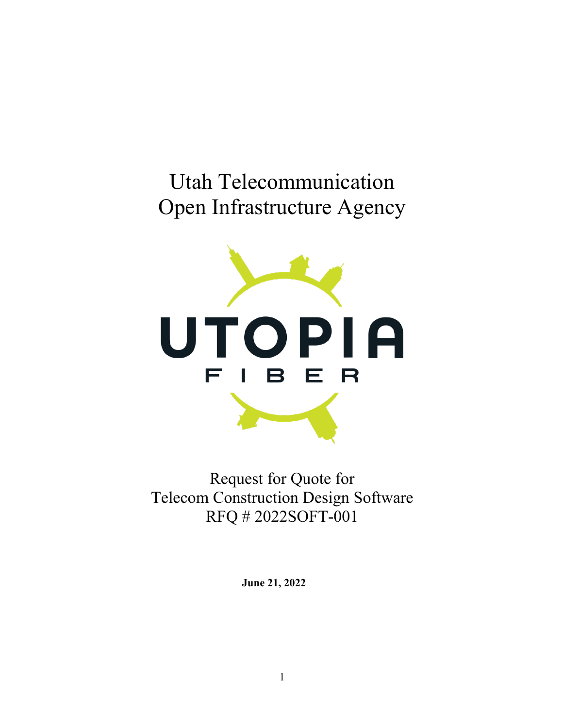# Utah Telecommunication Open Infrastructure Agency

UTOPIA FIBER

## Request for Quote for Telecom Construction Design Software RFQ # 2022SOFT-001

**June 21, 2022**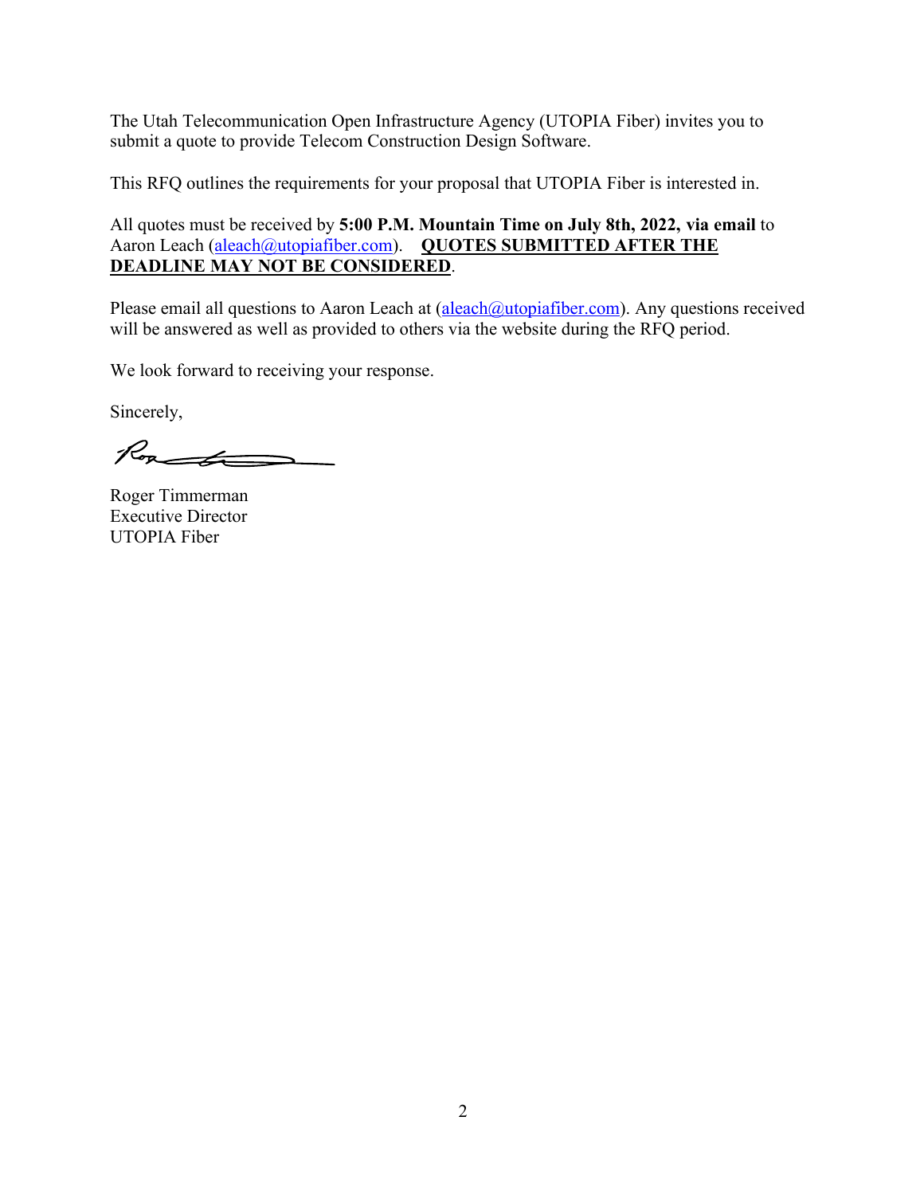The Utah Telecommunication Open Infrastructure Agency (UTOPIA Fiber) invites you to submit a quote to provide Telecom Construction Design Software.

This RFQ outlines the requirements for your proposal that UTOPIA Fiber is interested in.

All quotes must be received by **5:00 P.M. Mountain Time on July 8th, 2022, via email** to Aaron Leach (aleach@utopiafiber.com). **QUOTES SUBMITTED AFTER THE DEADLINE MAY NOT BE CONSIDERED**.

Please email all questions to Aaron Leach at (aleach@utopiafiber.com). Any questions received will be answered as well as provided to others via the website during the RFQ period.

We look forward to receiving your response.

Sincerely,

Roger Timmerman
Executive Director
UTOPIA Fiber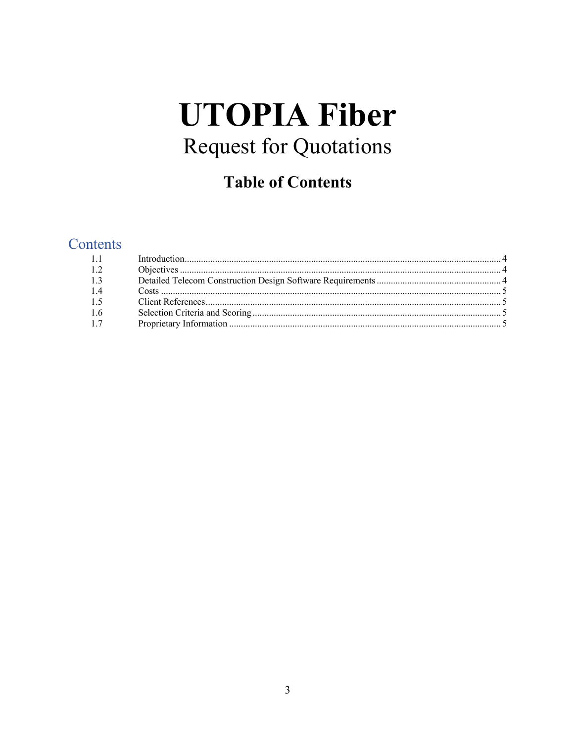# UTOPIA Fiber

## Request for Quotations

### Table of Contents

## Contents

| | | |
|---|---|---|
| 1.1 | Introduction | 4 |
| 1.2 | Objectives | 4 |
| 1.3 | Detailed Telecom Construction Design Software Requirements | 4 |
| 1.4 | Costs | 5 |
| 1.5 | Client References | 5 |
| 1.6 | Selection Criteria and Scoring | 5 |
| 1.7 | Proprietary Information | 5 |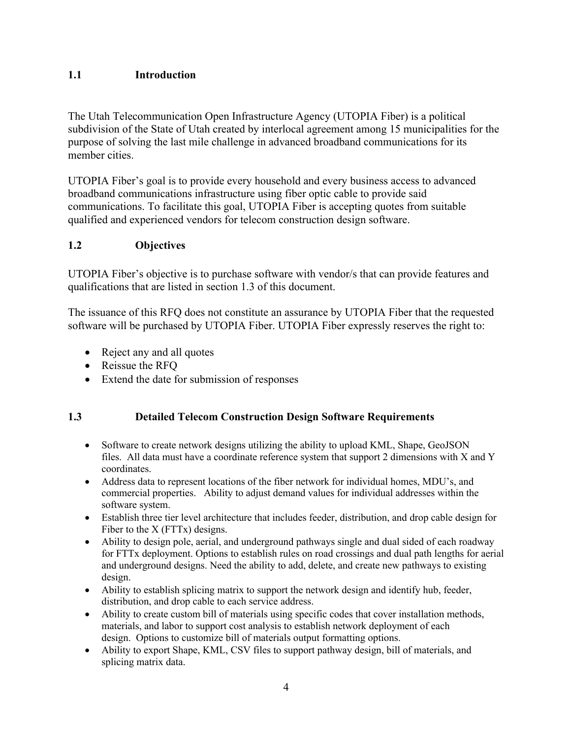## 1.1 Introduction

The Utah Telecommunication Open Infrastructure Agency (UTOPIA Fiber) is a political subdivision of the State of Utah created by interlocal agreement among 15 municipalities for the purpose of solving the last mile challenge in advanced broadband communications for its member cities.

UTOPIA Fiber's goal is to provide every household and every business access to advanced broadband communications infrastructure using fiber optic cable to provide said communications. To facilitate this goal, UTOPIA Fiber is accepting quotes from suitable qualified and experienced vendors for telecom construction design software.

## 1.2 Objectives

UTOPIA Fiber's objective is to purchase software with vendor/s that can provide features and qualifications that are listed in section 1.3 of this document.

The issuance of this RFQ does not constitute an assurance by UTOPIA Fiber that the requested software will be purchased by UTOPIA Fiber. UTOPIA Fiber expressly reserves the right to:

- Reject any and all quotes
- Reissue the RFQ
- Extend the date for submission of responses

## 1.3 Detailed Telecom Construction Design Software Requirements

- Software to create network designs utilizing the ability to upload KML, Shape, GeoJSON files. All data must have a coordinate reference system that support 2 dimensions with X and Y coordinates.
- Address data to represent locations of the fiber network for individual homes, MDU's, and commercial properties. Ability to adjust demand values for individual addresses within the software system.
- Establish three tier level architecture that includes feeder, distribution, and drop cable design for Fiber to the X (FTTx) designs.
- Ability to design pole, aerial, and underground pathways single and dual sided of each roadway for FTTx deployment. Options to establish rules on road crossings and dual path lengths for aerial and underground designs. Need the ability to add, delete, and create new pathways to existing design.
- Ability to establish splicing matrix to support the network design and identify hub, feeder, distribution, and drop cable to each service address.
- Ability to create custom bill of materials using specific codes that cover installation methods, materials, and labor to support cost analysis to establish network deployment of each design. Options to customize bill of materials output formatting options.
- Ability to export Shape, KML, CSV files to support pathway design, bill of materials, and splicing matrix data.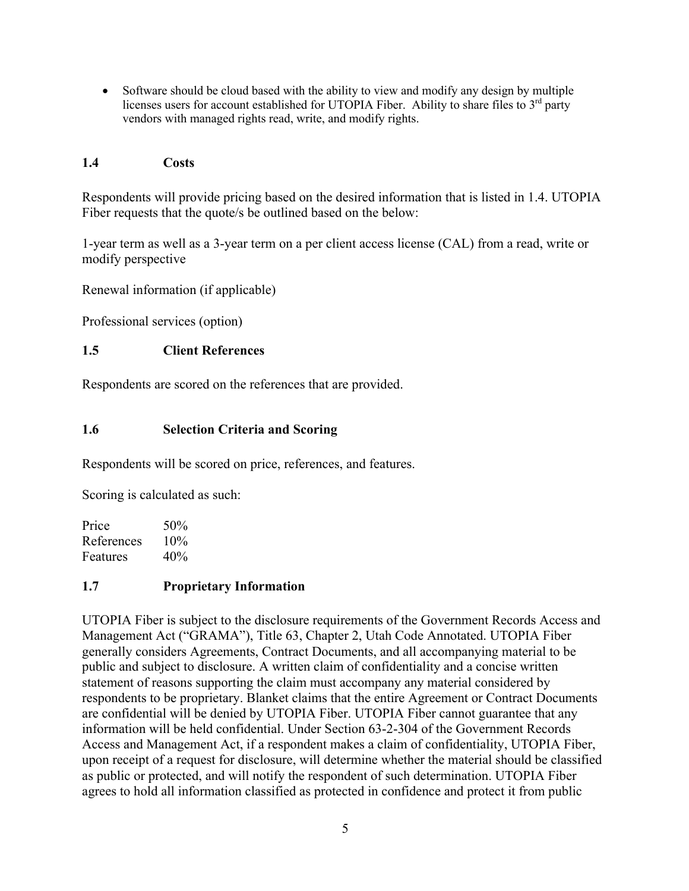- Software should be cloud based with the ability to view and modify any design by multiple licenses users for account established for UTOPIA Fiber. Ability to share files to 3rd party vendors with managed rights read, write, and modify rights.

### 1.4 Costs

Respondents will provide pricing based on the desired information that is listed in 1.4. UTOPIA Fiber requests that the quote/s be outlined based on the below:

1-year term as well as a 3-year term on a per client access license (CAL) from a read, write or modify perspective

Renewal information (if applicable)

Professional services (option)

### 1.5 Client References

Respondents are scored on the references that are provided.

### 1.6 Selection Criteria and Scoring

Respondents will be scored on price, references, and features.

Scoring is calculated as such:

| | |
|---|---|
| Price | 50% |
| References | 10% |
| Features | 40% |

### 1.7 Proprietary Information

UTOPIA Fiber is subject to the disclosure requirements of the Government Records Access and Management Act ("GRAMA"), Title 63, Chapter 2, Utah Code Annotated. UTOPIA Fiber generally considers Agreements, Contract Documents, and all accompanying material to be public and subject to disclosure. A written claim of confidentiality and a concise written statement of reasons supporting the claim must accompany any material considered by respondents to be proprietary. Blanket claims that the entire Agreement or Contract Documents are confidential will be denied by UTOPIA Fiber. UTOPIA Fiber cannot guarantee that any information will be held confidential. Under Section 63-2-304 of the Government Records Access and Management Act, if a respondent makes a claim of confidentiality, UTOPIA Fiber, upon receipt of a request for disclosure, will determine whether the material should be classified as public or protected, and will notify the respondent of such determination. UTOPIA Fiber agrees to hold all information classified as protected in confidence and protect it from public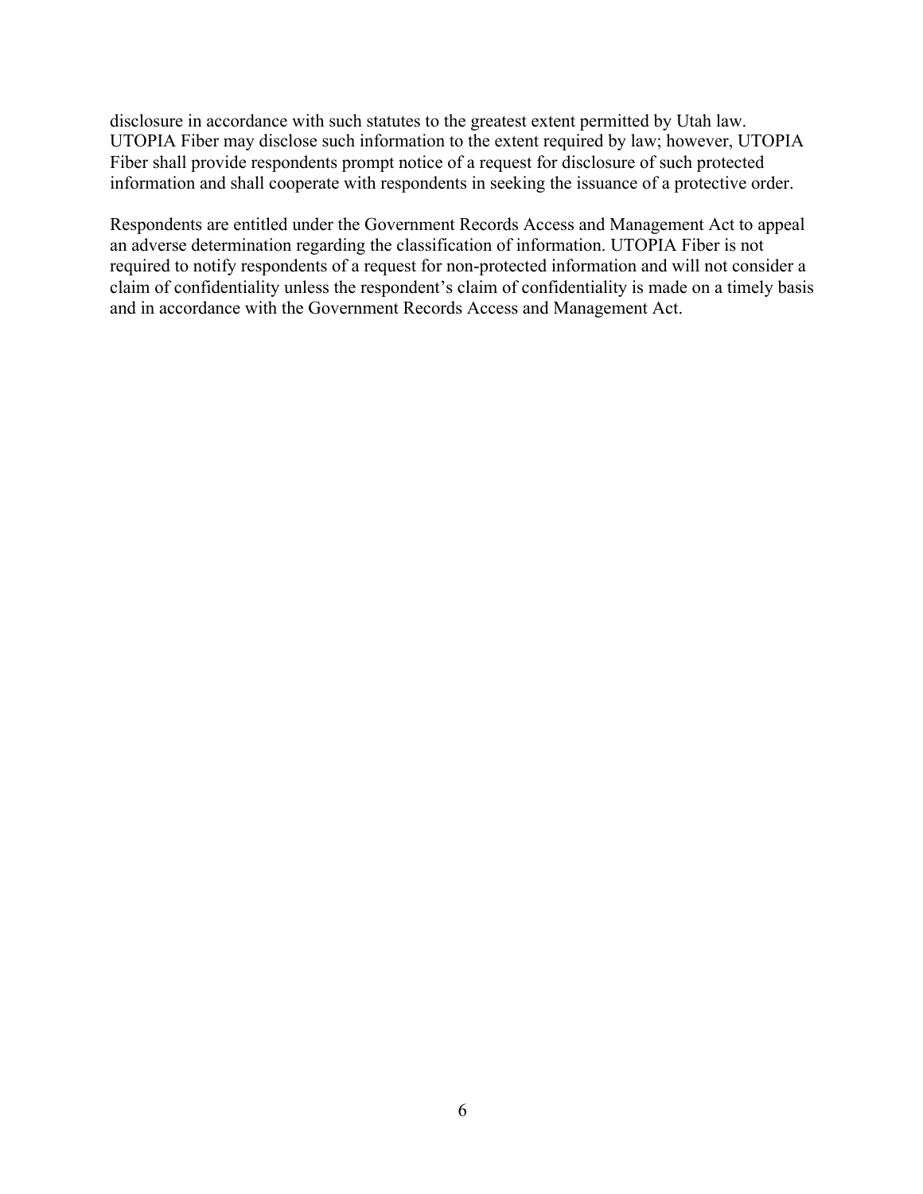disclosure in accordance with such statutes to the greatest extent permitted by Utah law. UTOPIA Fiber may disclose such information to the extent required by law; however, UTOPIA Fiber shall provide respondents prompt notice of a request for disclosure of such protected information and shall cooperate with respondents in seeking the issuance of a protective order.

Respondents are entitled under the Government Records Access and Management Act to appeal an adverse determination regarding the classification of information. UTOPIA Fiber is not required to notify respondents of a request for non-protected information and will not consider a claim of confidentiality unless the respondent's claim of confidentiality is made on a timely basis and in accordance with the Government Records Access and Management Act.